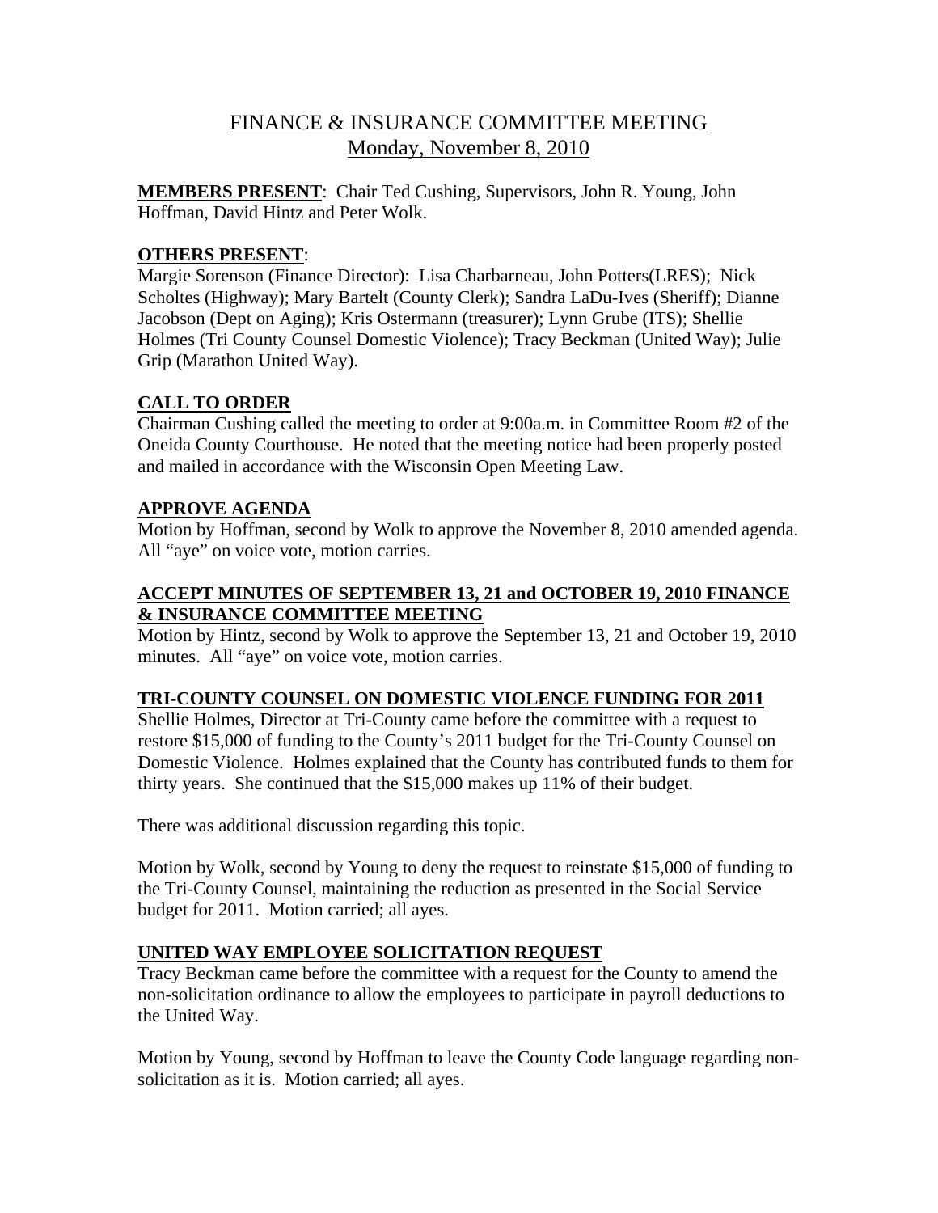# FINANCE & INSURANCE COMMITTEE MEETING
## Monday, November 8, 2010

**MEMBERS PRESENT**: Chair Ted Cushing, Supervisors, John R. Young, John Hoffman, David Hintz and Peter Wolk.

**OTHERS PRESENT**:
Margie Sorenson (Finance Director): Lisa Charbarneau, John Potters(LRES); Nick Scholtes (Highway); Mary Bartelt (County Clerk); Sandra LaDu-Ives (Sheriff); Dianne Jacobson (Dept on Aging); Kris Ostermann (treasurer); Lynn Grube (ITS); Shellie Holmes (Tri County Counsel Domestic Violence); Tracy Beckman (United Way); Julie Grip (Marathon United Way).

**CALL TO ORDER**

Chairman Cushing called the meeting to order at 9:00a.m. in Committee Room #2 of the Oneida County Courthouse. He noted that the meeting notice had been properly posted and mailed in accordance with the Wisconsin Open Meeting Law.

**APPROVE AGENDA**

Motion by Hoffman, second by Wolk to approve the November 8, 2010 amended agenda. All "aye" on voice vote, motion carries.

**ACCEPT MINUTES OF SEPTEMBER 13, 21 and OCTOBER 19, 2010 FINANCE & INSURANCE COMMITTEE MEETING**

Motion by Hintz, second by Wolk to approve the September 13, 21 and October 19, 2010 minutes. All "aye" on voice vote, motion carries.

**TRI-COUNTY COUNSEL ON DOMESTIC VIOLENCE FUNDING FOR 2011**

Shellie Holmes, Director at Tri-County came before the committee with a request to restore $15,000 of funding to the County's 2011 budget for the Tri-County Counsel on Domestic Violence. Holmes explained that the County has contributed funds to them for thirty years. She continued that the $15,000 makes up 11% of their budget.

There was additional discussion regarding this topic.

Motion by Wolk, second by Young to deny the request to reinstate $15,000 of funding to the Tri-County Counsel, maintaining the reduction as presented in the Social Service budget for 2011. Motion carried; all ayes.

**UNITED WAY EMPLOYEE SOLICITATION REQUEST**

Tracy Beckman came before the committee with a request for the County to amend the non-solicitation ordinance to allow the employees to participate in payroll deductions to the United Way.

Motion by Young, second by Hoffman to leave the County Code language regarding non-solicitation as it is. Motion carried; all ayes.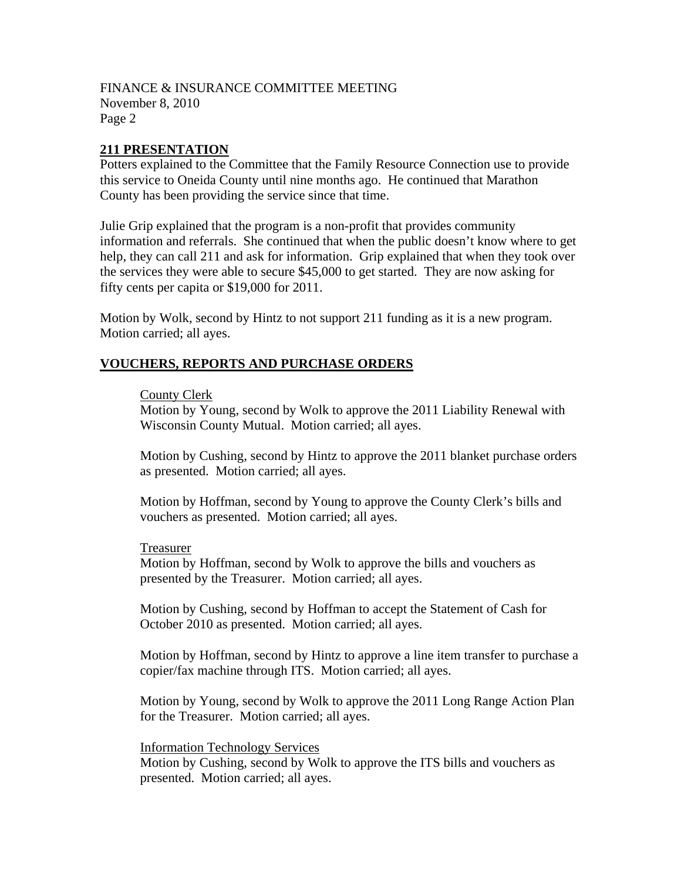FINANCE & INSURANCE COMMITTEE MEETING
November 8, 2010

## 211 PRESENTATION

Potters explained to the Committee that the Family Resource Connection use to provide this service to Oneida County until nine months ago. He continued that Marathon County has been providing the service since that time.

Julie Grip explained that the program is a non-profit that provides community information and referrals. She continued that when the public doesn't know where to get help, they can call 211 and ask for information. Grip explained that when they took over the services they were able to secure $45,000 to get started. They are now asking for fifty cents per capita or $19,000 for 2011.

Motion by Wolk, second by Hintz to not support 211 funding as it is a new program. Motion carried; all ayes.

## VOUCHERS, REPORTS AND PURCHASE ORDERS

### County Clerk

Motion by Young, second by Wolk to approve the 2011 Liability Renewal with Wisconsin County Mutual. Motion carried; all ayes.

Motion by Cushing, second by Hintz to approve the 2011 blanket purchase orders as presented. Motion carried; all ayes.

Motion by Hoffman, second by Young to approve the County Clerk's bills and vouchers as presented. Motion carried; all ayes.

### Treasurer

Motion by Hoffman, second by Wolk to approve the bills and vouchers as presented by the Treasurer. Motion carried; all ayes.

Motion by Cushing, second by Hoffman to accept the Statement of Cash for October 2010 as presented. Motion carried; all ayes.

Motion by Hoffman, second by Hintz to approve a line item transfer to purchase a copier/fax machine through ITS. Motion carried; all ayes.

Motion by Young, second by Wolk to approve the 2011 Long Range Action Plan for the Treasurer. Motion carried; all ayes.

### Information Technology Services

Motion by Cushing, second by Wolk to approve the ITS bills and vouchers as presented. Motion carried; all ayes.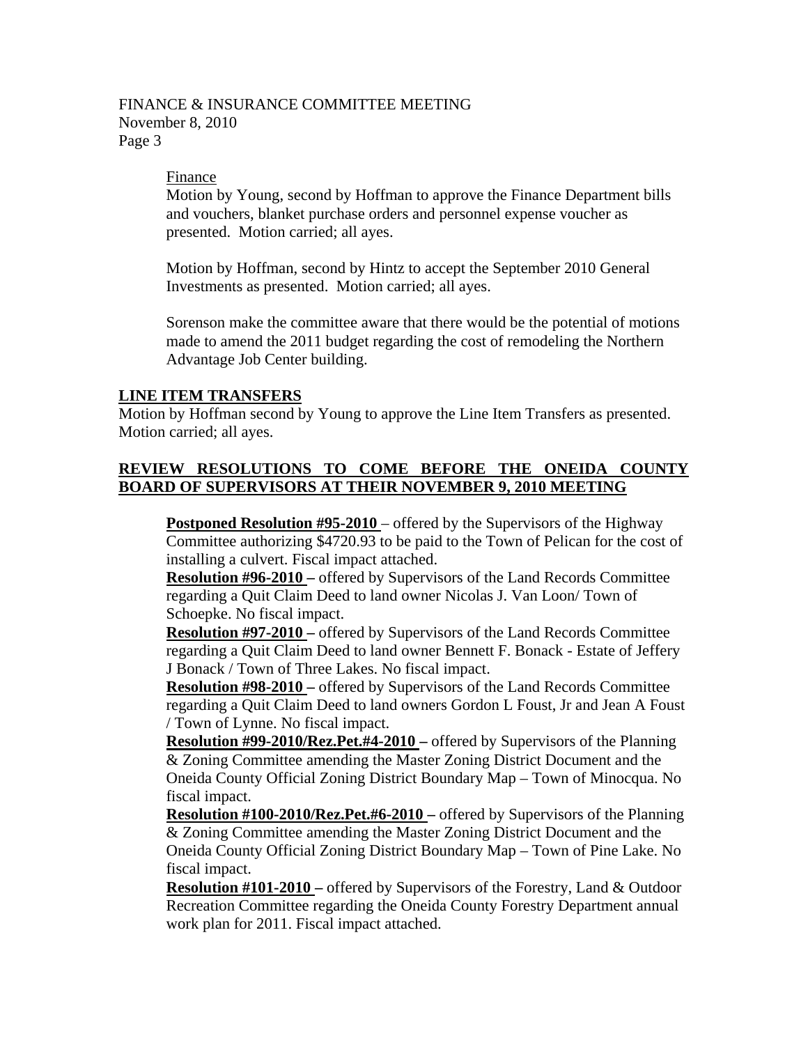Finance

Motion by Young, second by Hoffman to approve the Finance Department bills and vouchers, blanket purchase orders and personnel expense voucher as presented. Motion carried; all ayes.

Motion by Hoffman, second by Hintz to accept the September 2010 General Investments as presented. Motion carried; all ayes.

Sorenson make the committee aware that there would be the potential of motions made to amend the 2011 budget regarding the cost of remodeling the Northern Advantage Job Center building.

**LINE ITEM TRANSFERS**

Motion by Hoffman second by Young to approve the Line Item Transfers as presented. Motion carried; all ayes.

**REVIEW RESOLUTIONS TO COME BEFORE THE ONEIDA COUNTY BOARD OF SUPERVISORS AT THEIR NOVEMBER 9, 2010 MEETING**

**Postponed Resolution #95-2010** – offered by the Supervisors of the Highway Committee authorizing $4720.93 to be paid to the Town of Pelican for the cost of installing a culvert. Fiscal impact attached.

**Resolution #96-2010 –** offered by Supervisors of the Land Records Committee regarding a Quit Claim Deed to land owner Nicolas J. Van Loon/ Town of Schoepke. No fiscal impact.

**Resolution #97-2010 –** offered by Supervisors of the Land Records Committee regarding a Quit Claim Deed to land owner Bennett F. Bonack - Estate of Jeffery J Bonack / Town of Three Lakes. No fiscal impact.

**Resolution #98-2010 –** offered by Supervisors of the Land Records Committee regarding a Quit Claim Deed to land owners Gordon L Foust, Jr and Jean A Foust / Town of Lynne. No fiscal impact.

**Resolution #99-2010/Rez.Pet.#4-2010 –** offered by Supervisors of the Planning & Zoning Committee amending the Master Zoning District Document and the Oneida County Official Zoning District Boundary Map – Town of Minocqua. No fiscal impact.

**Resolution #100-2010/Rez.Pet.#6-2010 –** offered by Supervisors of the Planning & Zoning Committee amending the Master Zoning District Document and the Oneida County Official Zoning District Boundary Map – Town of Pine Lake. No fiscal impact.

**Resolution #101-2010 –** offered by Supervisors of the Forestry, Land & Outdoor Recreation Committee regarding the Oneida County Forestry Department annual work plan for 2011. Fiscal impact attached.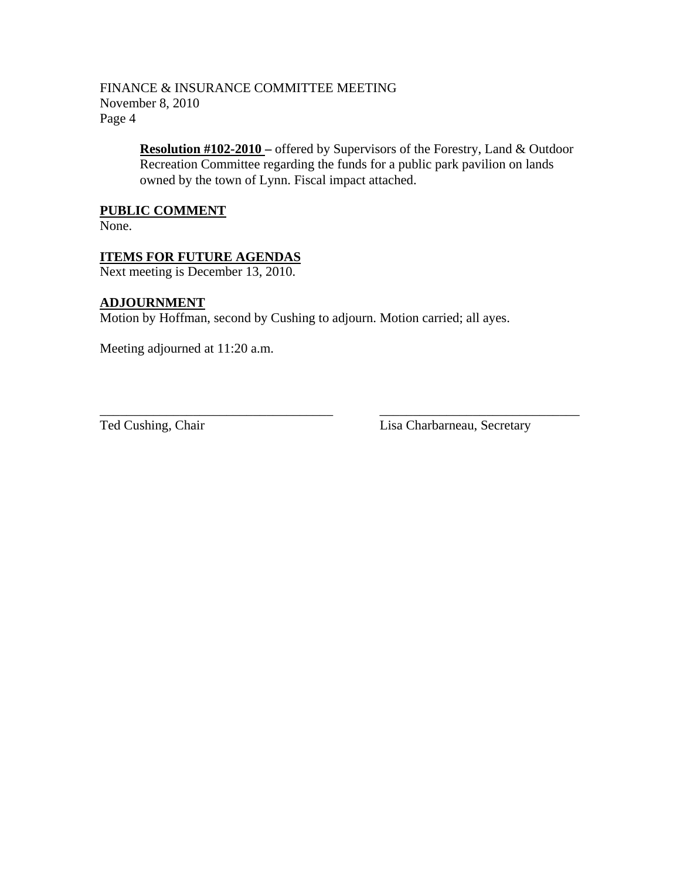**Resolution #102-2010 –** offered by Supervisors of the Forestry, Land & Outdoor Recreation Committee regarding the funds for a public park pavilion on lands owned by the town of Lynn. Fiscal impact attached.

**PUBLIC COMMENT**

None.

**ITEMS FOR FUTURE AGENDAS**

Next meeting is December 13, 2010.

**ADJOURNMENT**

Motion by Hoffman, second by Cushing to adjourn. Motion carried; all ayes.

Meeting adjourned at 11:20 a.m.

\_\_\_\_\_\_\_\_\_\_\_\_\_\_\_\_\_\_\_\_\_\_\_\_\_\_\_\_\_\_\_\_\_\_\_\_
Ted Cushing, Chair

\_\_\_\_\_\_\_\_\_\_\_\_\_\_\_\_\_\_\_\_\_\_\_\_\_\_\_\_\_\_\_\_\_\_\_\_
Lisa Charbarneau, Secretary